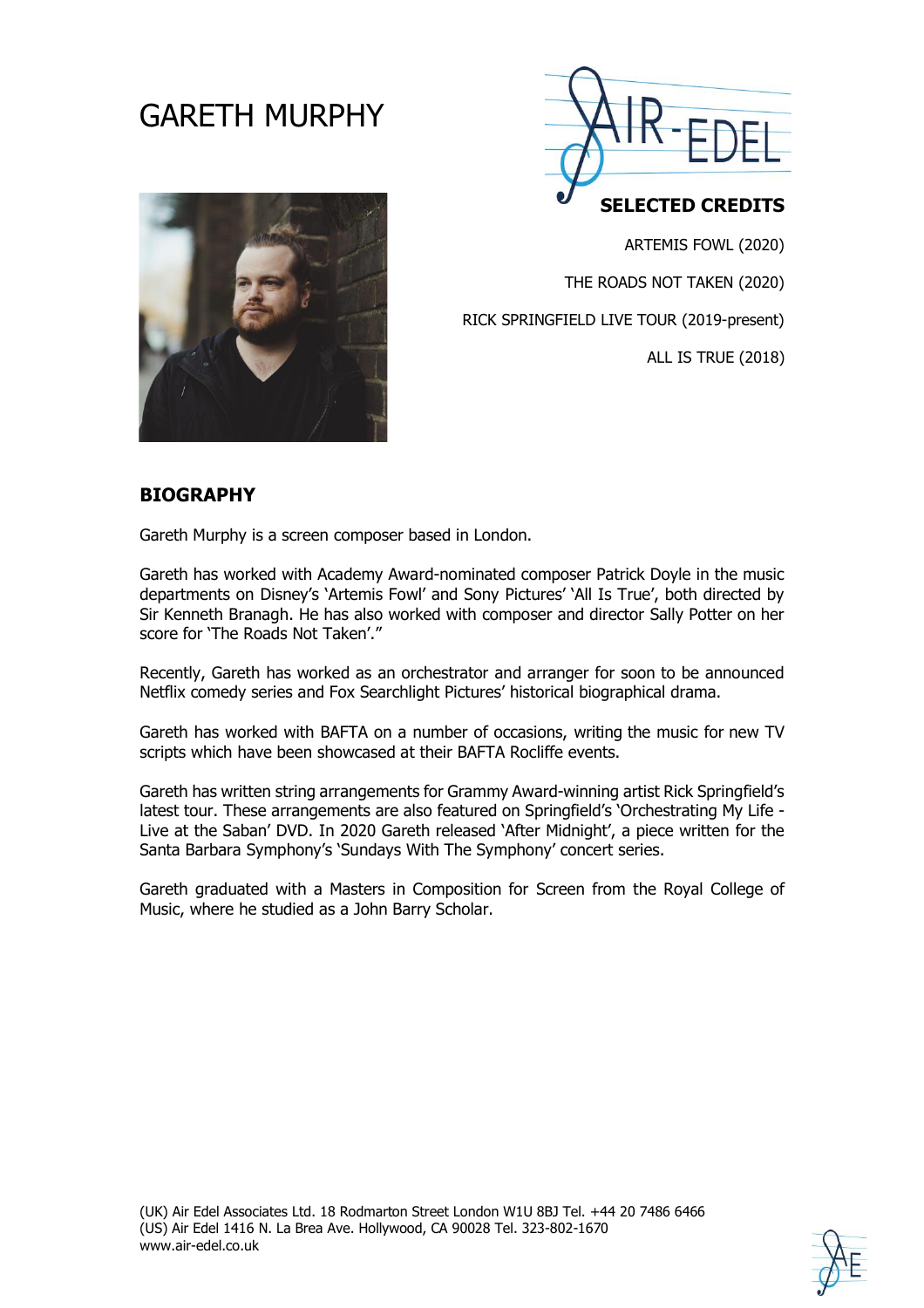# GARETH MURPHY

## SELECTED CREDITS

ARTEMIS FOWL (2020)

THE ROADS NOT TAKEN (2020)

RICK SPRINGFIELD LIVE TOUR (2019-present)

ALL IS TRUE (2018)

## BIOGRAPHY

Gareth Murphy is a screen composer based in London.

Gareth has worked with Academy Award-nominated composer Patrick Doyle in the music departments on Disney's 'Artemis Fowl' and Sony Pictures' 'All Is True', both directed by Sir Kenneth Branagh. He has also worked with composer and director Sally Potter on her score for 'The Roads Not Taken'."

Recently, Gareth has worked as an orchestrator and arranger for soon to be announced Netflix comedy series and Fox Searchlight Pictures' historical biographical drama.

Gareth has worked with BAFTA on a number of occasions, writing the music for new TV scripts which have been showcased at their BAFTA Rocliffe events.

Gareth has written string arrangements for Grammy Award-winning artist Rick Springfield's latest tour. These arrangements are also featured on Springfield's 'Orchestrating My Life - Live at the Saban' DVD. In 2020 Gareth released 'After Midnight', a piece written for the Santa Barbara Symphony's 'Sundays With The Symphony' concert series.

Gareth graduated with a Masters in Composition for Screen from the Royal College of Music, where he studied as a John Barry Scholar.

(UK) Air Edel Associates Ltd. 18 Rodmarton Street London W1U 8BJ Tel. +44 20 7486 6466
(US) Air Edel 1416 N. La Brea Ave. Hollywood, CA 90028 Tel. 323-802-1670
www.air-edel.co.uk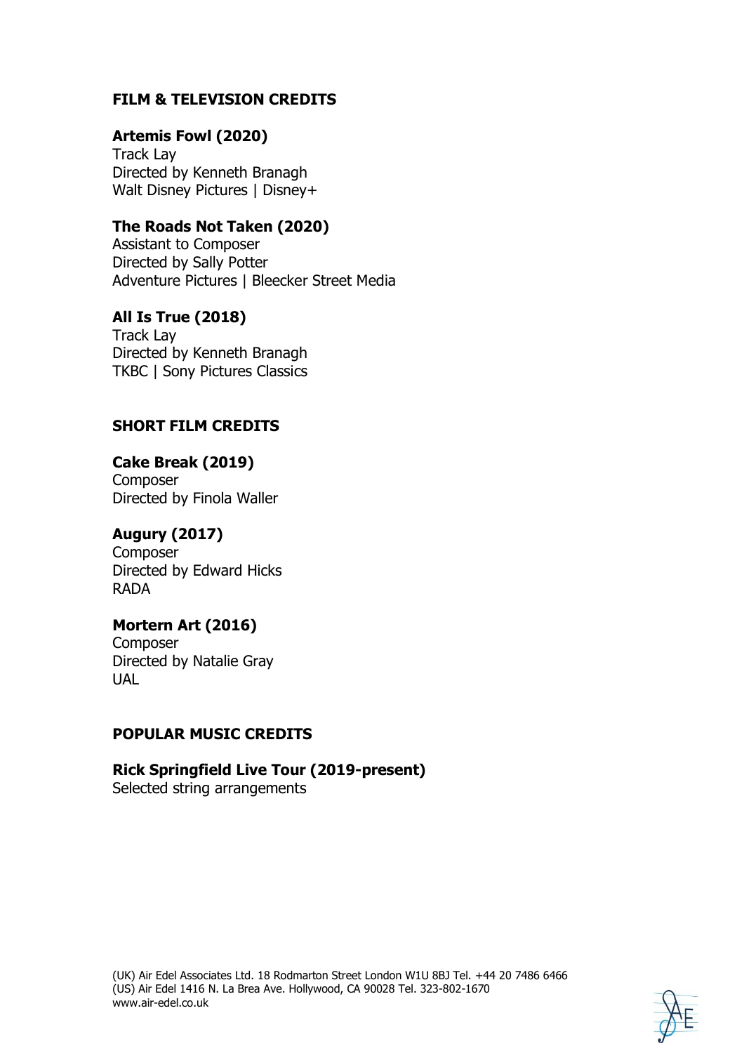## FILM & TELEVISION CREDITS

### Artemis Fowl (2020)

Track Lay
Directed by Kenneth Branagh
Walt Disney Pictures | Disney+

### The Roads Not Taken (2020)

Assistant to Composer
Directed by Sally Potter
Adventure Pictures | Bleecker Street Media

### All Is True (2018)

Track Lay
Directed by Kenneth Branagh
TKBC | Sony Pictures Classics

## SHORT FILM CREDITS

### Cake Break (2019)

Composer
Directed by Finola Waller

### Augury (2017)

Composer
Directed by Edward Hicks
RADA

### Mortern Art (2016)

Composer
Directed by Natalie Gray
UAL

## POPULAR MUSIC CREDITS

### Rick Springfield Live Tour (2019-present)

Selected string arrangements